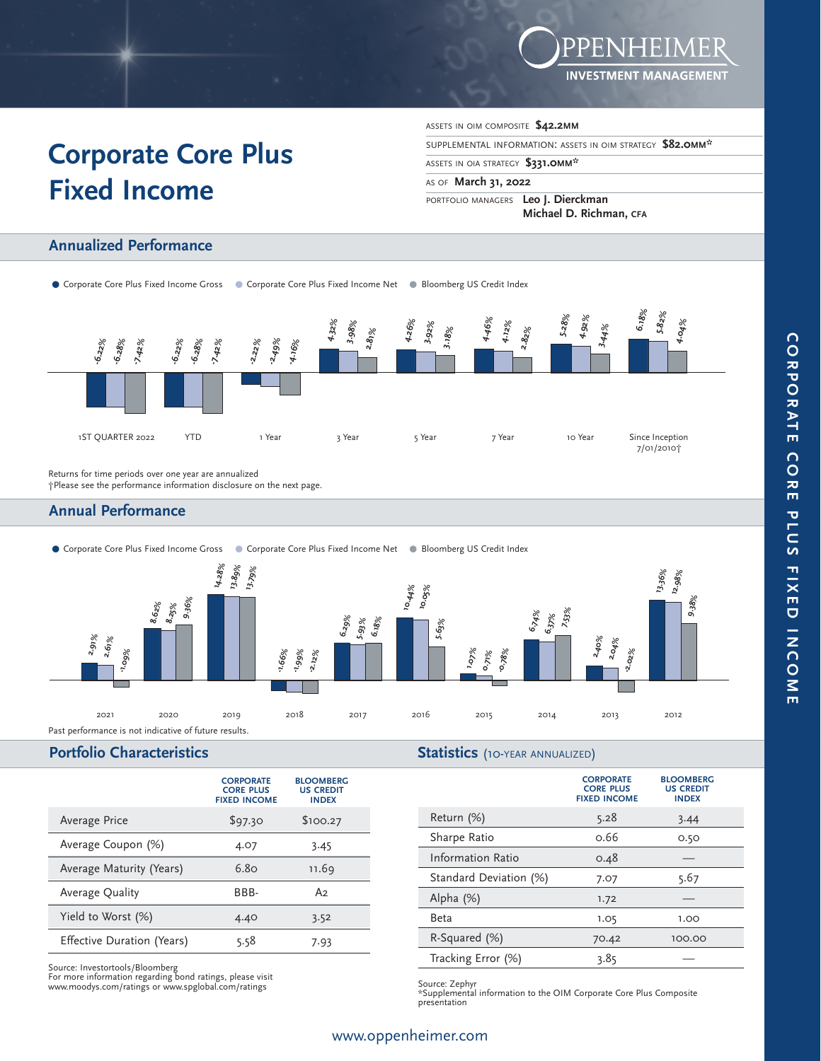OPPENHEIMER INVESTMENT MANAGEMENT

# Corporate Core Plus Fixed Income

ASSETS IN OIM COMPOSITE **$42.2MM**

SUPPLEMENTAL INFORMATION: ASSETS IN OIM STRATEGY **$82.0MM***

ASSETS IN OIA STRATEGY **$331.0MM***

AS OF **March 31, 2022**

PORTFOLIO MANAGERS **Leo J. Dierckman**
**Michael D. Richman, CFA**

## Annualized Performance

| | 1ST QUARTER 2022 | YTD | 1 Year | 3 Year | 5 Year | 7 Year | 10 Year | Since Inception 7/01/2010† |
|---|---|---|---|---|---|---|---|---|
| Corporate Core Plus Fixed Income Gross | -6.22% | -6.22% | -2.22% | 4.32% | 4.26% | 4.46% | 5.28% | 6.18% |
| Corporate Core Plus Fixed Income Net | -6.28% | -6.28% | -2.49% | 3.98% | 3.92% | 4.12% | 4.92% | 5.82% |
| Bloomberg US Credit Index | -7.42% | -7.42% | -4.16% | 2.81% | 3.18% | 2.82% | 3.44% | 4.04% |

Returns for time periods over one year are annualized
†Please see the performance information disclosure on the next page.

## Annual Performance

| | 2021 | 2020 | 2019 | 2018 | 2017 | 2016 | 2015 | 2014 | 2013 | 2012 |
|---|---|---|---|---|---|---|---|---|---|---|
| Corporate Core Plus Fixed Income Gross | 2.91% | 8.62% | 14.28% | -1.66% | 6.29% | 10.44% | 1.07% | 6.74% | 2.40% | 13.36% |
| Corporate Core Plus Fixed Income Net | 2.61% | 8.25% | 13.89% | -1.99% | 5.93% | 10.05% | 0.71% | 6.37% | 2.04% | 12.98% |
| Bloomberg US Credit Index | -1.09% | 9.36% | 13.79% | -2.12% | 6.18% | 5.63% | -0.78% | 7.53% | -2.02% | 9.38% |

Past performance is not indicative of future results.

## Portfolio Characteristics

| | CORPORATE CORE PLUS FIXED INCOME | BLOOMBERG US CREDIT INDEX |
|---|---|---|
| Average Price | $97.30 | $100.27 |
| Average Coupon (%) | 4.07 | 3.45 |
| Average Maturity (Years) | 6.80 | 11.69 |
| Average Quality | BBB- | A2 |
| Yield to Worst (%) | 4.40 | 3.52 |
| Effective Duration (Years) | 5.58 | 7.93 |

Source: Investortools/Bloomberg
For more information regarding bond ratings, please visit www.moodys.com/ratings or www.spglobal.com/ratings

## Statistics (10-YEAR ANNUALIZED)

| | CORPORATE CORE PLUS FIXED INCOME | BLOOMBERG US CREDIT INDEX |
|---|---|---|
| Return (%) | 5.28 | 3.44 |
| Sharpe Ratio | 0.66 | 0.50 |
| Information Ratio | 0.48 | — |
| Standard Deviation (%) | 7.07 | 5.67 |
| Alpha (%) | 1.72 | — |
| Beta | 1.05 | 1.00 |
| R-Squared (%) | 70.42 | 100.00 |
| Tracking Error (%) | 3.85 | — |

Source: Zephyr
*Supplemental information to the OIM Corporate Core Plus Composite presentation

www.oppenheimer.com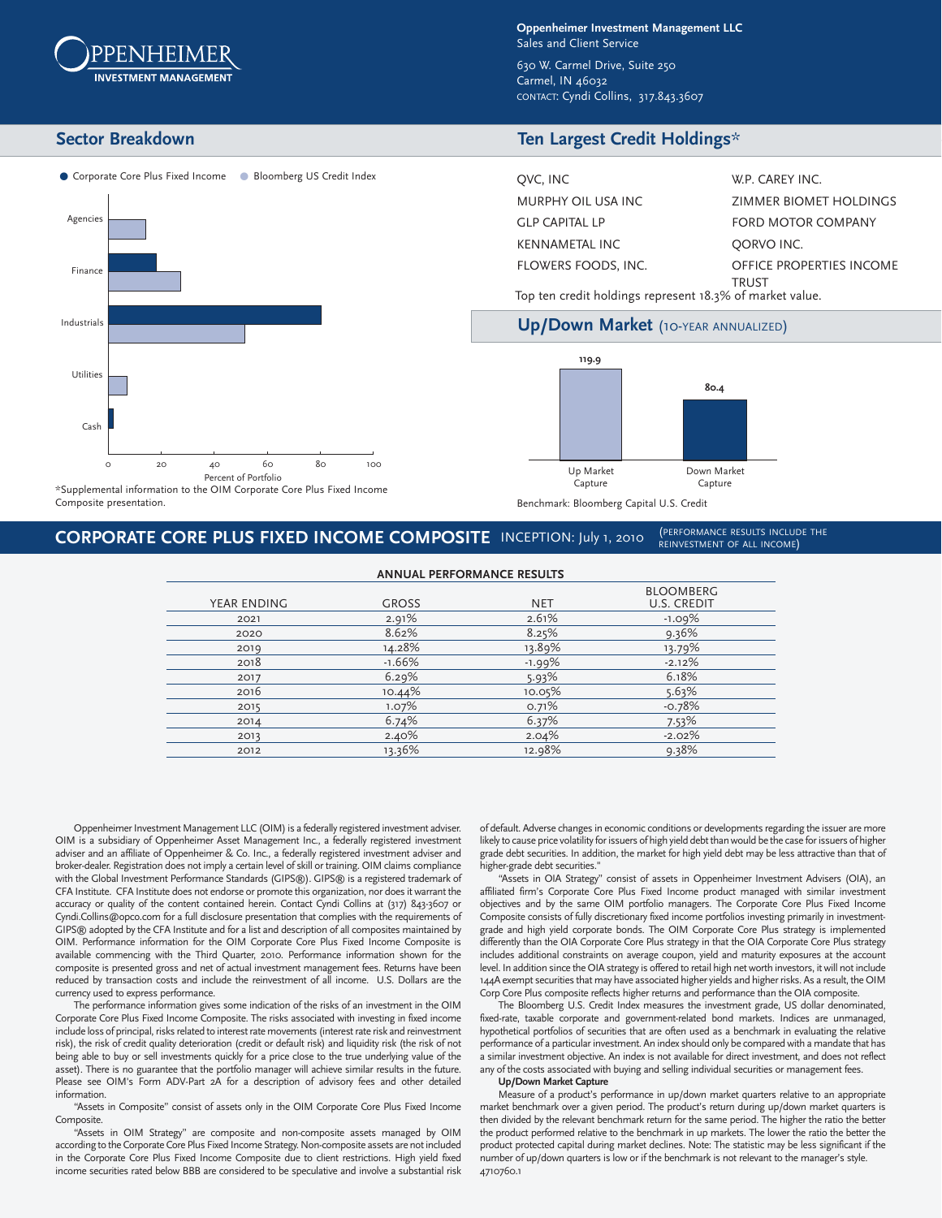Oppenheimer Investment Management

**Oppenheimer Investment Management LLC**
Sales and Client Service

630 W. Carmel Drive, Suite 250
Carmel, IN 46032
CONTACT: Cyndi Collins, 317.843.3607

## Sector Breakdown

Corporate Core Plus Fixed Income
Bloomberg US Credit Index

Agencies
Finance
Industrials
Utilities
Cash

0 20 40 60 80 100
Percent of Portfolio

*Supplemental information to the OIM Corporate Core Plus Fixed Income Composite presentation.

## Ten Largest Credit Holdings*

| | |
|---|---|
| QVC, INC | W.P. CAREY INC. |
| MURPHY OIL USA INC | ZIMMER BIOMET HOLDINGS |
| GLP CAPITAL LP | FORD MOTOR COMPANY |
| KENNAMETAL INC | QORVO INC. |
| FLOWERS FOODS, INC. | OFFICE PROPERTIES INCOME TRUST |

Top ten credit holdings represent 18.3% of market value.

## Up/Down Market (10-YEAR ANNUALIZED)

119.9
Up Market Capture

80.4
Down Market Capture

Benchmark: Bloomberg Capital U.S. Credit

## CORPORATE CORE PLUS FIXED INCOME COMPOSITE INCEPTION: July 1, 2010 (PERFORMANCE RESULTS INCLUDE THE REINVESTMENT OF ALL INCOME)

**ANNUAL PERFORMANCE RESULTS**

| YEAR ENDING | GROSS | NET | BLOOMBERG U.S. CREDIT |
|---|---|---|---|
| 2021 | 2.91% | 2.61% | -1.09% |
| 2020 | 8.62% | 8.25% | 9.36% |
| 2019 | 14.28% | 13.89% | 13.79% |
| 2018 | -1.66% | -1.99% | -2.12% |
| 2017 | 6.29% | 5.93% | 6.18% |
| 2016 | 10.44% | 10.05% | 5.63% |
| 2015 | 1.07% | 0.71% | -0.78% |
| 2014 | 6.74% | 6.37% | 7.53% |
| 2013 | 2.40% | 2.04% | -2.02% |
| 2012 | 13.36% | 12.98% | 9.38% |

Oppenheimer Investment Management LLC (OIM) is a federally registered investment adviser. OIM is a subsidiary of Oppenheimer Asset Management Inc., a federally registered investment adviser and an affiliate of Oppenheimer & Co. Inc., a federally registered investment adviser and broker-dealer. Registration does not imply a certain level of skill or training. OIM claims compliance with the Global Investment Performance Standards (GIPS®). GIPS® is a registered trademark of CFA Institute. CFA Institute does not endorse or promote this organization, nor does it warrant the accuracy or quality of the content contained herein. Contact Cyndi Collins at (317) 843-3607 or Cyndi.Collins@opco.com for a full disclosure presentation that complies with the requirements of GIPS® adopted by the CFA Institute and for a list and description of all composites maintained by OIM. Performance information for the OIM Corporate Core Plus Fixed Income Composite is available commencing with the Third Quarter, 2010. Performance information shown for the composite is presented gross and net of actual investment management fees. Returns have been reduced by transaction costs and include the reinvestment of all income. U.S. Dollars are the currency used to express performance.

The performance information gives some indication of the risks of an investment in the OIM Corporate Core Plus Fixed Income Composite. The risks associated with investing in fixed income include loss of principal, risks related to interest rate movements (interest rate risk and reinvestment risk), the risk of credit quality deterioration (credit or default risk) and liquidity risk (the risk of not being able to buy or sell investments quickly for a price close to the true underlying value of the asset). There is no guarantee that the portfolio manager will achieve similar results in the future. Please see OIM's Form ADV-Part 2A for a description of advisory fees and other detailed information.

"Assets in Composite" consist of assets only in the OIM Corporate Core Plus Fixed Income Composite.

"Assets in OIM Strategy" are composite and non-composite assets managed by OIM according to the Corporate Core Plus Fixed Income Strategy. Non-composite assets are not included in the Corporate Core Plus Fixed Income Composite due to client restrictions. High yield fixed income securities rated below BBB are considered to be speculative and involve a substantial risk of default. Adverse changes in economic conditions or developments regarding the issuer are more likely to cause price volatility for issuers of high yield debt than would be the case for issuers of higher grade debt securities. In addition, the market for high yield debt may be less attractive than that of higher-grade debt securities."

"Assets in OIA Strategy" consist of assets in Oppenheimer Investment Advisers (OIA), an affiliated firm's Corporate Core Plus Fixed Income product managed with similar investment objectives and by the same OIM portfolio managers. The Corporate Core Plus Fixed Income Composite consists of fully discretionary fixed income portfolios investing primarily in investment-grade and high yield corporate bonds. The OIM Corporate Core Plus strategy is implemented differently than the OIA Corporate Core Plus strategy in that the OIA Corporate Core Plus strategy includes additional constraints on average coupon, yield and maturity exposures at the account level. In addition since the OIA strategy is offered to retail high net worth investors, it will not include 144A exempt securities that may have associated higher yields and higher risks. As a result, the OIM Corp Core Plus composite reflects higher returns and performance than the OIA composite.

The Bloomberg U.S. Credit Index measures the investment grade, US dollar denominated, fixed-rate, taxable corporate and government-related bond markets. Indices are unmanaged, hypothetical portfolios of securities that are often used as a benchmark in evaluating the relative performance of a particular investment. An index should only be compared with a mandate that has a similar investment objective. An index is not available for direct investment, and does not reflect any of the costs associated with buying and selling individual securities or management fees.

**Up/Down Market Capture**

Measure of a product's performance in up/down market quarters relative to an appropriate market benchmark over a given period. The product's return during up/down market quarters is then divided by the relevant benchmark return for the same period. The higher the ratio the better the product performed relative to the benchmark in up markets. The lower the ratio the better the product protected capital during market declines. Note: The statistic may be less significant if the number of up/down quarters is low or if the benchmark is not relevant to the manager's style.

4710760.1